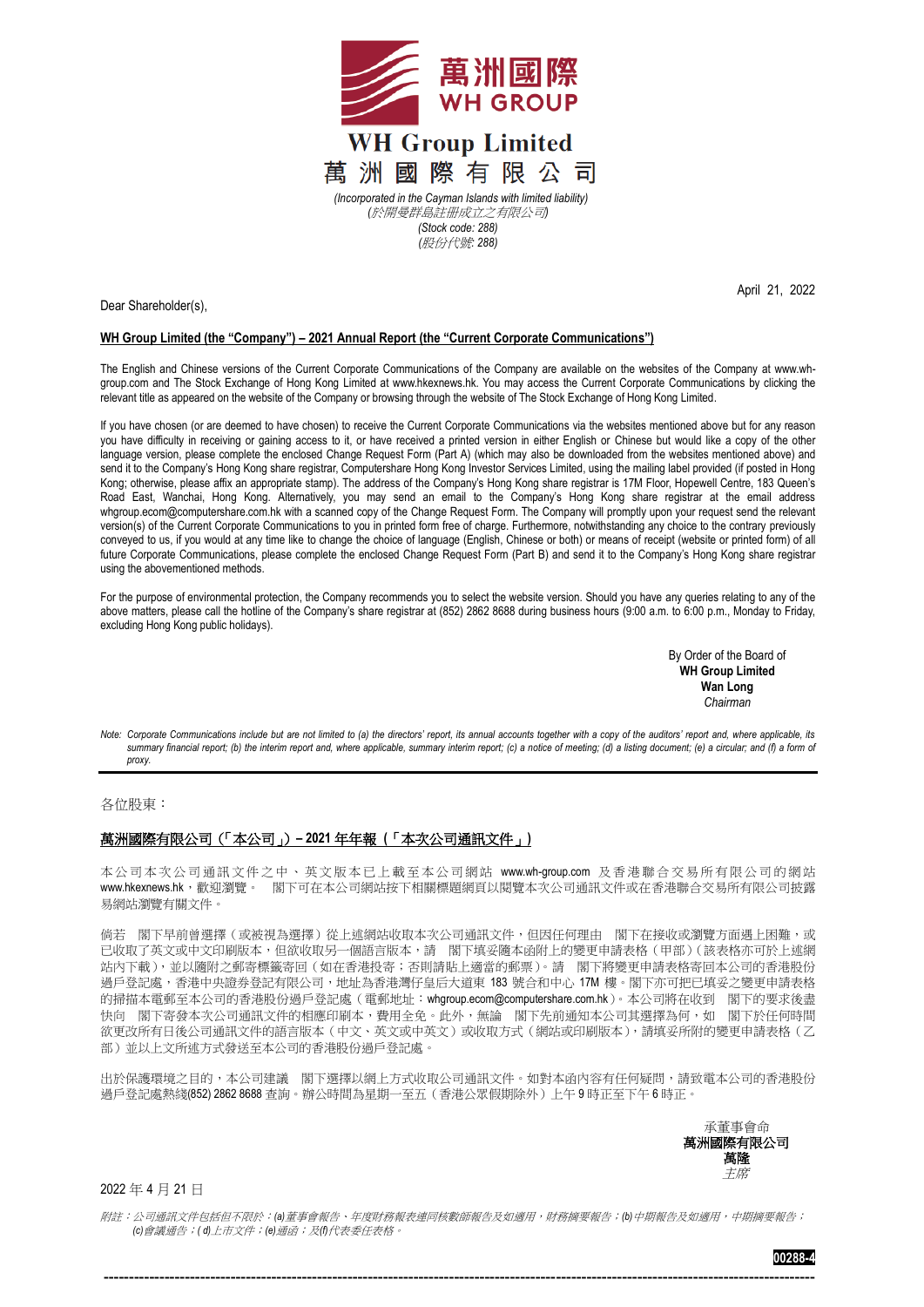# WH Group Limited

# 萬洲國際有限公司

*(Incorporated in the Cayman Islands with limited liability)*
*(於開曼群島註冊成立之有限公司)*
*(Stock code: 288)*
*(股份代號: 288)*

April 21, 2022

Dear Shareholder(s),

**WH Group Limited (the "Company") – 2021 Annual Report (the "Current Corporate Communications")**

The English and Chinese versions of the Current Corporate Communications of the Company are available on the websites of the Company at www.wh-group.com and The Stock Exchange of Hong Kong Limited at www.hkexnews.hk. You may access the Current Corporate Communications by clicking the relevant title as appeared on the website of the Company or browsing through the website of The Stock Exchange of Hong Kong Limited.

If you have chosen (or are deemed to have chosen) to receive the Current Corporate Communications via the websites mentioned above but for any reason you have difficulty in receiving or gaining access to it, or have received a printed version in either English or Chinese but would like a copy of the other language version, please complete the enclosed Change Request Form (Part A) (which may also be downloaded from the websites mentioned above) and send it to the Company's Hong Kong share registrar, Computershare Hong Kong Investor Services Limited, using the mailing label provided (if posted in Hong Kong; otherwise, please affix an appropriate stamp). The address of the Company's Hong Kong share registrar is 17M Floor, Hopewell Centre, 183 Queen's Road East, Wanchai, Hong Kong. Alternatively, you may send an email to the Company's Hong Kong share registrar at the email address whgroup.ecom@computershare.com.hk with a scanned copy of the Change Request Form. The Company will promptly upon your request send the relevant version(s) of the Current Corporate Communications to you in printed form free of charge. Furthermore, notwithstanding any choice to the contrary previously conveyed to us, if you would at any time like to change the choice of language (English, Chinese or both) or means of receipt (website or printed form) of all future Corporate Communications, please complete the enclosed Change Request Form (Part B) and send it to the Company's Hong Kong share registrar using the abovementioned methods.

For the purpose of environmental protection, the Company recommends you to select the website version. Should you have any queries relating to any of the above matters, please call the hotline of the Company's share registrar at (852) 2862 8688 during business hours (9:00 a.m. to 6:00 p.m., Monday to Friday, excluding Hong Kong public holidays).

By Order of the Board of
**WH Group Limited**
**Wan Long**
*Chairman*

*Note: Corporate Communications include but are not limited to (a) the directors' report, its annual accounts together with a copy of the auditors' report and, where applicable, its summary financial report; (b) the interim report and, where applicable, summary interim report; (c) a notice of meeting; (d) a listing document; (e) a circular; and (f) a form of proxy.*

---

各位股東：

**萬洲國際有限公司（「本公司」）– 2021 年年報（「本次公司通訊文件」）**

本公司本次公司通訊文件之中、英文版本已上載至本公司網站 www.wh-group.com 及香港聯合交易所有限公司的網站 www.hkexnews.hk，歡迎瀏覽。 閣下可在本公司網站按下相關標題網頁以閱覽本次公司通訊文件或在香港聯合交易所有限公司披露易網站瀏覽有關文件。

倘若 閣下早前曾選擇（或被視為選擇）從上述網站收取本次公司通訊文件，但因任何理由 閣下在接收或瀏覽方面遇上困難，或已收取了英文或中文印刷版本，但欲收取另一個語言版本，請 閣下填妥隨本函附上的變更申請表格（甲部）（該表格亦可於上述網站內下載），並以隨附之郵寄標籤寄回（如在香港投寄；否則請貼上適當的郵票）。請 閣下將變更申請表格寄回本公司的香港股份過戶登記處，香港中央證券登記有限公司，地址為香港灣仔皇后大道東 183 號合和中心 17M 樓。閣下亦可把已填妥之變更申請表格的掃描本電郵至本公司的香港股份過戶登記處（電郵地址：whgroup.ecom@computershare.com.hk）。本公司將在收到 閣下的要求後盡快向 閣下寄發本次公司通訊文件的相應印刷本，費用全免。此外，無論 閣下先前通知本公司其選擇為何，如 閣下於任何時間欲更改所有日後公司通訊文件的語言版本（中文、英文或中英文）或收取方式（網站或印刷版本），請填妥所附的變更申請表格（乙部）並以上文所述方式發送至本公司的香港股份過戶登記處。

出於保護環境之目的，本公司建議 閣下選擇以網上方式收取公司通訊文件。如對本函內容有任何疑問，請致電本公司的香港股份過戶登記處熱綫(852) 2862 8688 查詢。辦公時間為星期一至五（香港公眾假期除外）上午 9 時正至下午 6 時正。

承董事會命
**萬洲國際有限公司**
**萬隆**
*主席*

2022 年 4 月 21 日

*附註：公司通訊文件包括但不限於：(a)董事會報告、年度財務報表連同核數師報告及如適用，財務摘要報告；(b)中期報告及如適用，中期摘要報告；(c)會議通告；(d)上市文件；(e)通函；及(f)代表委任表格。*

**00288-4**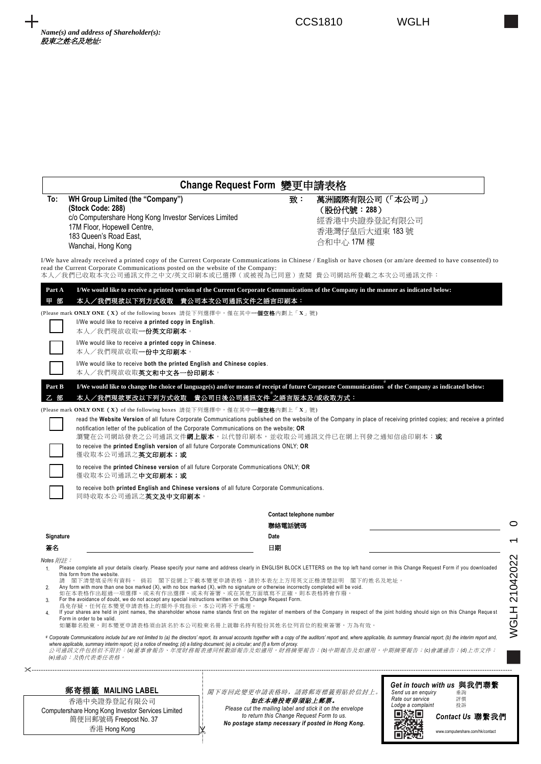CCS1810 WGLH

*Name(s) and address of Shareholder(s):*
*股東之姓名及地址:*

# Change Request Form 變更申請表格

**To: WH Group Limited (the "Company")**
**(Stock Code: 288)**
c/o Computershare Hong Kong Investor Services Limited
17M Floor, Hopewell Centre,
183 Queen's Road East,
Wanchai, Hong Kong

**致： 萬洲國際有限公司（「本公司」）**
**（股份代號：288）**
經香港中央證券登記有限公司
香港灣仔皇后大道東183號
合和中心17M樓

I/We have already received a printed copy of the Current Corporate Communications in Chinese / English or have chosen (or am/are deemed to have consented) to read the Current Corporate Communications posted on the website of the Company:
本人／我們已收取本次公司通訊文件之中文/英文印刷本或已選擇（或被視為已同意）查閱 貴公司網站所登載之本次公司通訊文件：

**Part A I/We would like to receive a printed version of the Current Corporate Communications of the Company in the manner as indicated below:**
**甲 部 本人／我們現欲以下列方式收取 貴公司本次公司通訊文件之語言印刷本：**

(Please mark **ONLY ONE** (**X**) of the following boxes 請從下列選擇中，僅在其中**一個空格**內劃上「**X**」號)

- ☐ I/We would like to receive **a printed copy in English**.
  本人／我們現欲收取**一份英文印刷本**。
- ☐ I/We would like to receive **a printed copy in Chinese**.
  本人／我們現欲收取**一份中文印刷本**。
- ☐ I/We would like to receive **both the printed English and Chinese copies**.
  本人／我們現欲收取**英文和中文各一份印刷本**。

**Part B I/We would like to change the choice of language(s) and/or means of receipt of future Corporate Communications# of the Company as indicated below:**
**乙 部 本人／我們現欲更改以下列方式收取 貴公司日後公司通訊文件#之語言版本及/或收取方式：**

(Please mark **ONLY ONE** (**X**) of the following boxes 請從下列選擇中，僅在其中**一個空格**內劃上「**X**」號)

- ☐ read the **Website Version** of all future Corporate Communications published on the website of the Company in place of receiving printed copies; and receive a printed notification letter of the publication of the Corporate Communications on the website; **OR**
  瀏覽在公司網站發表之公司通訊文件**網上版本**，以代替印刷本，並收取公司通訊文件已在網上刊發之通知信函印刷本；**或**
- ☐ to receive the **printed English version** of all future Corporate Communications ONLY; **OR**
  僅收取本公司通訊之**英文印刷本；或**
- ☐ to receive the **printed Chinese version** of all future Corporate Communications ONLY; **OR**
  僅收取本公司通訊之**中文印刷本；或**
- ☐ to receive both **printed English and Chinese versions** of all future Corporate Communications.
  同時收取本公司通訊之**英文及中文印刷本**。

Contact telephone number
聯絡電話號碼 ____________________

Signature
簽名 ____________________

Date
日期 ____________________

*Notes 附註：*

1. Please complete all your details clearly. Please specify your name and address clearly in ENGLISH BLOCK LETTERS on the top left hand corner in this Change Request Form if you downloaded this form from the website.
   請 閣下清楚填妥所有資料。 倘若 閣下從網上下載本變更申請表格，請於本表左上方用英文正楷清楚註明 閣下的姓名及地址。
2. Any form with more than one box marked (X), with no signature or otherwise incorrectly completed will be void.
   如在本表格作出超過一項選擇、或未有作出選擇、或未有簽署、或在其他方面填寫不正確，則本表格將會作廢。
3. For the avoidance of doubt, we do not accept any special instructions written on this Change Request Form.
   爲免存疑，任何在本變更申請表格上的額外手寫指示，本公司將不予處理。
4. If your shares are held in joint names, the shareholder whose name stands first on the register of members of the Company in respect of the joint holding should sign on this Change Request Form in order to be valid.
   如屬聯名股東，則本變更申請表格須由該名於本公司股東名冊上就聯名持有股份其姓名位列首位的股東簽署，方為有效。

*# Corporate Communications include but are not limited to (a) the directors' report, its annual accounts together with a copy of the auditors' report and, where applicable, its summary financial report; (b) the interim report and, where applicable, summary interim report; (c) a notice of meeting; (d) a listing document; (e) a circular; and (f) a form of proxy.*
*公司通訊文件包括但不限於：(a)董事會報告、年度財務報表連同核數師報告及如適用，財務摘要報告；(b)中期報告及如適用，中期摘要報告；(c)會議通告；(d)上市文件；(e)通函；及(f)代表委任表格。*

---

**郵寄標籤 MAILING LABEL**
香港中央證券登記有限公司
Computershare Hong Kong Investor Services Limited
簡便回郵號碼 Freepost No. 37
香港 Hong Kong

*閣下寄回此變更申請表格時，請將郵寄標籤剪貼於信封上。*
***如在本港投寄毋須貼上郵票。***
*Please cut the mailing label and stick it on the envelope to return this Change Request Form to us.*
***No postage stamp necessary if posted in Hong Kong.***

***Get in touch with us* 與我們聯繫**
*Send us an enquiry* 垂詢
*Rate our service* 評價
*Lodge a complaint* 投訴
***Contact Us* 聯繫我們**
www.computershare.com/hk/contact

WGLH 21042022 1 0